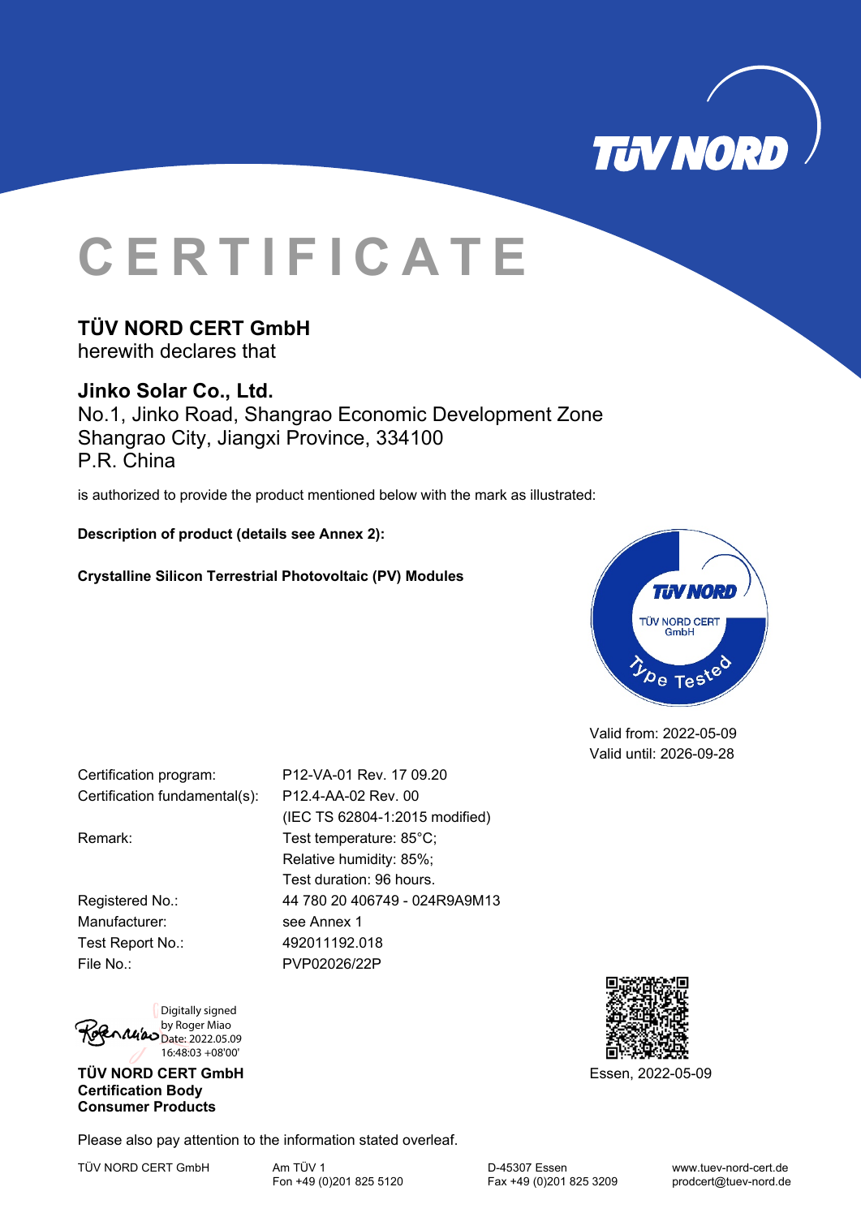# CERTIFICATE

**TÜV NORD CERT GmbH**
herewith declares that

**Jinko Solar Co., Ltd.**
No.1, Jinko Road, Shangrao Economic Development Zone
Shangrao City, Jiangxi Province, 334100
P.R. China

is authorized to provide the product mentioned below with the mark as illustrated:

**Description of product (details see Annex 2):**

**Crystalline Silicon Terrestrial Photovoltaic (PV) Modules**

TÜV NORD
TÜV NORD CERT GmbH
Type Tested

Valid from: 2022-05-09
Valid until: 2026-09-28

| | |
|---|---|
| Certification program: | P12-VA-01 Rev. 17 09.20 |
| Certification fundamental(s): | P12.4-AA-02 Rev. 00 (IEC TS 62804-1:2015 modified) |
| Remark: | Test temperature: 85°C; Relative humidity: 85%; Test duration: 96 hours. |
| Registered No.: | 44 780 20 406749 - 024R9A9M13 |
| Manufacturer: | see Annex 1 |
| Test Report No.: | 492011192.018 |
| File No.: | PVP02026/22P |

Digitally signed by Roger Miao
Date: 2022.05.09 16:48:03 +08'00'

**TÜV NORD CERT GmbH**
**Certification Body**
**Consumer Products**

Essen, 2022-05-09

Please also pay attention to the information stated overleaf.

TÜV NORD CERT GmbH | Am TÜV 1 | D-45307 Essen | www.tuev-nord-cert.de
Fon +49 (0)201 825 5120 | Fax +49 (0)201 825 3209 | prodcert@tuev-nord.de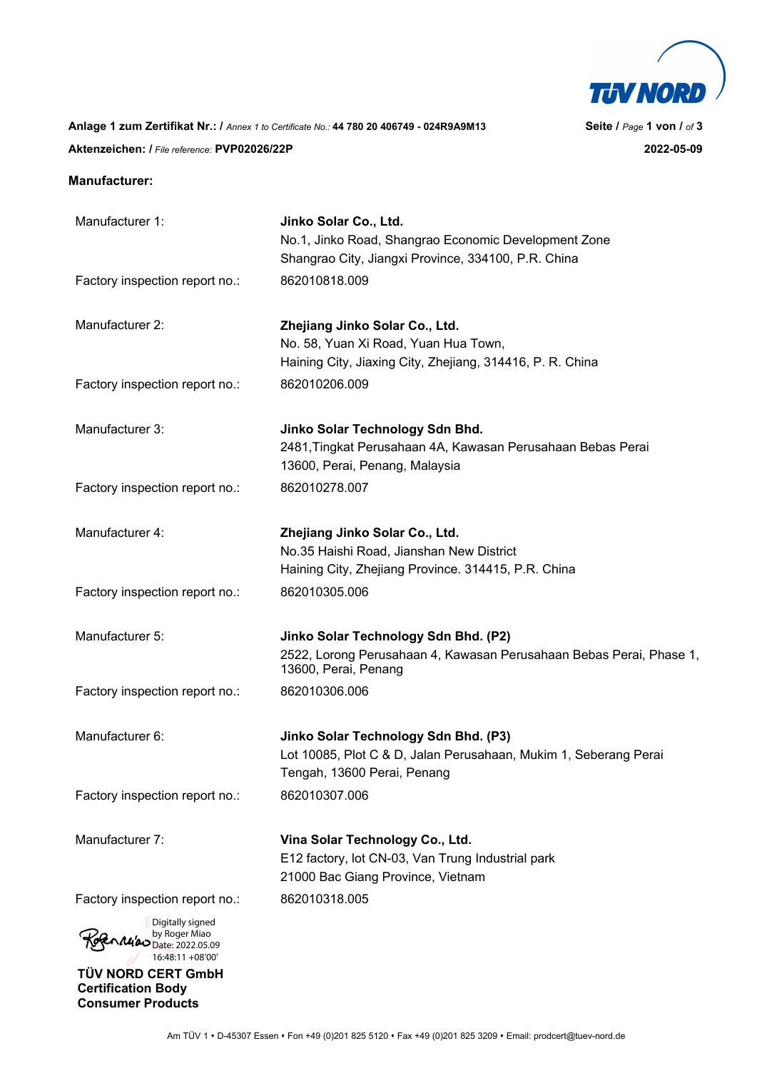**Anlage 1 zum Zertifikat Nr.: /** *Annex 1 to Certificate No.:* **44 780 20 406749 - 024R9A9M13**

**Aktenzeichen: /** *File reference:* **PVP02026/22P**

**2022-05-09**

**Manufacturer:**

| | |
|---|---|
| Manufacturer 1: | **Jinko Solar Co., Ltd.**<br>No.1, Jinko Road, Shangrao Economic Development Zone<br>Shangrao City, Jiangxi Province, 334100, P.R. China |
| Factory inspection report no.: | 862010818.009 |
| Manufacturer 2: | **Zhejiang Jinko Solar Co., Ltd.**<br>No. 58, Yuan Xi Road, Yuan Hua Town,<br>Haining City, Jiaxing City, Zhejiang, 314416, P. R. China |
| Factory inspection report no.: | 862010206.009 |
| Manufacturer 3: | **Jinko Solar Technology Sdn Bhd.**<br>2481,Tingkat Perusahaan 4A, Kawasan Perusahaan Bebas Perai<br>13600, Perai, Penang, Malaysia |
| Factory inspection report no.: | 862010278.007 |
| Manufacturer 4: | **Zhejiang Jinko Solar Co., Ltd.**<br>No.35 Haishi Road, Jianshan New District<br>Haining City, Zhejiang Province. 314415, P.R. China |
| Factory inspection report no.: | 862010305.006 |
| Manufacturer 5: | **Jinko Solar Technology Sdn Bhd. (P2)**<br>2522, Lorong Perusahaan 4, Kawasan Perusahaan Bebas Perai, Phase 1,<br>13600, Perai, Penang |
| Factory inspection report no.: | 862010306.006 |
| Manufacturer 6: | **Jinko Solar Technology Sdn Bhd. (P3)**<br>Lot 10085, Plot C & D, Jalan Perusahaan, Mukim 1, Seberang Perai<br>Tengah, 13600 Perai, Penang |
| Factory inspection report no.: | 862010307.006 |
| Manufacturer 7: | **Vina Solar Technology Co., Ltd.**<br>E12 factory, lot CN-03, Van Trung Industrial park<br>21000 Bac Giang Province, Vietnam |
| Factory inspection report no.: | 862010318.005 |

Digitally signed by Roger Miao
Date: 2022.05.09 16:48:11 +08'00'

**TÜV NORD CERT GmbH**
**Certification Body**
**Consumer Products**

Am TÜV 1 • D-45307 Essen • Fon +49 (0)201 825 5120 • Fax +49 (0)201 825 3209 • Email: prodcert@tuev-nord.de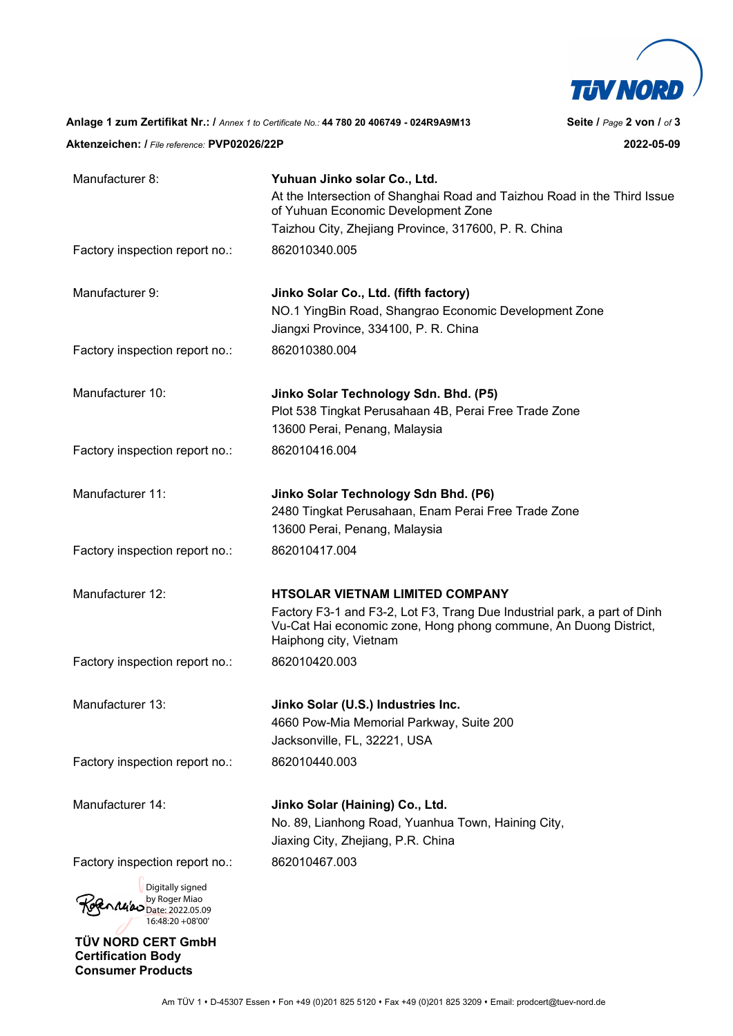**Anlage 1 zum Zertifikat Nr.: /** *Annex 1 to Certificate No.:* **44 780 20 406749 - 024R9A9M13**

**Aktenzeichen: /** *File reference:* **PVP02026/22P**

**2022-05-09**

| | |
|---|---|
| Manufacturer 8: | **Yuhuan Jinko solar Co., Ltd.**<br>At the Intersection of Shanghai Road and Taizhou Road in the Third Issue of Yuhuan Economic Development Zone<br>Taizhou City, Zhejiang Province, 317600, P. R. China |
| Factory inspection report no.: | 862010340.005 |
| Manufacturer 9: | **Jinko Solar Co., Ltd. (fifth factory)**<br>NO.1 YingBin Road, Shangrao Economic Development Zone<br>Jiangxi Province, 334100, P. R. China |
| Factory inspection report no.: | 862010380.004 |
| Manufacturer 10: | **Jinko Solar Technology Sdn. Bhd. (P5)**<br>Plot 538 Tingkat Perusahaan 4B, Perai Free Trade Zone<br>13600 Perai, Penang, Malaysia |
| Factory inspection report no.: | 862010416.004 |
| Manufacturer 11: | **Jinko Solar Technology Sdn Bhd. (P6)**<br>2480 Tingkat Perusahaan, Enam Perai Free Trade Zone<br>13600 Perai, Penang, Malaysia |
| Factory inspection report no.: | 862010417.004 |
| Manufacturer 12: | **HTSOLAR VIETNAM LIMITED COMPANY**<br>Factory F3-1 and F3-2, Lot F3, Trang Due Industrial park, a part of Dinh Vu-Cat Hai economic zone, Hong phong commune, An Duong District, Haiphong city, Vietnam |
| Factory inspection report no.: | 862010420.003 |
| Manufacturer 13: | **Jinko Solar (U.S.) Industries Inc.**<br>4660 Pow-Mia Memorial Parkway, Suite 200<br>Jacksonville, FL, 32221, USA |
| Factory inspection report no.: | 862010440.003 |
| Manufacturer 14: | **Jinko Solar (Haining) Co., Ltd.**<br>No. 89, Lianhong Road, Yuanhua Town, Haining City,<br>Jiaxing City, Zhejiang, P.R. China |
| Factory inspection report no.: | 862010467.003 |

Digitally signed by Roger Miao
Date: 2022.05.09 16:48:20 +08'00'

**TÜV NORD CERT GmbH**
**Certification Body**
**Consumer Products**

Am TÜV 1 • D-45307 Essen • Fon +49 (0)201 825 5120 • Fax +49 (0)201 825 3209 • Email: prodcert@tuev-nord.de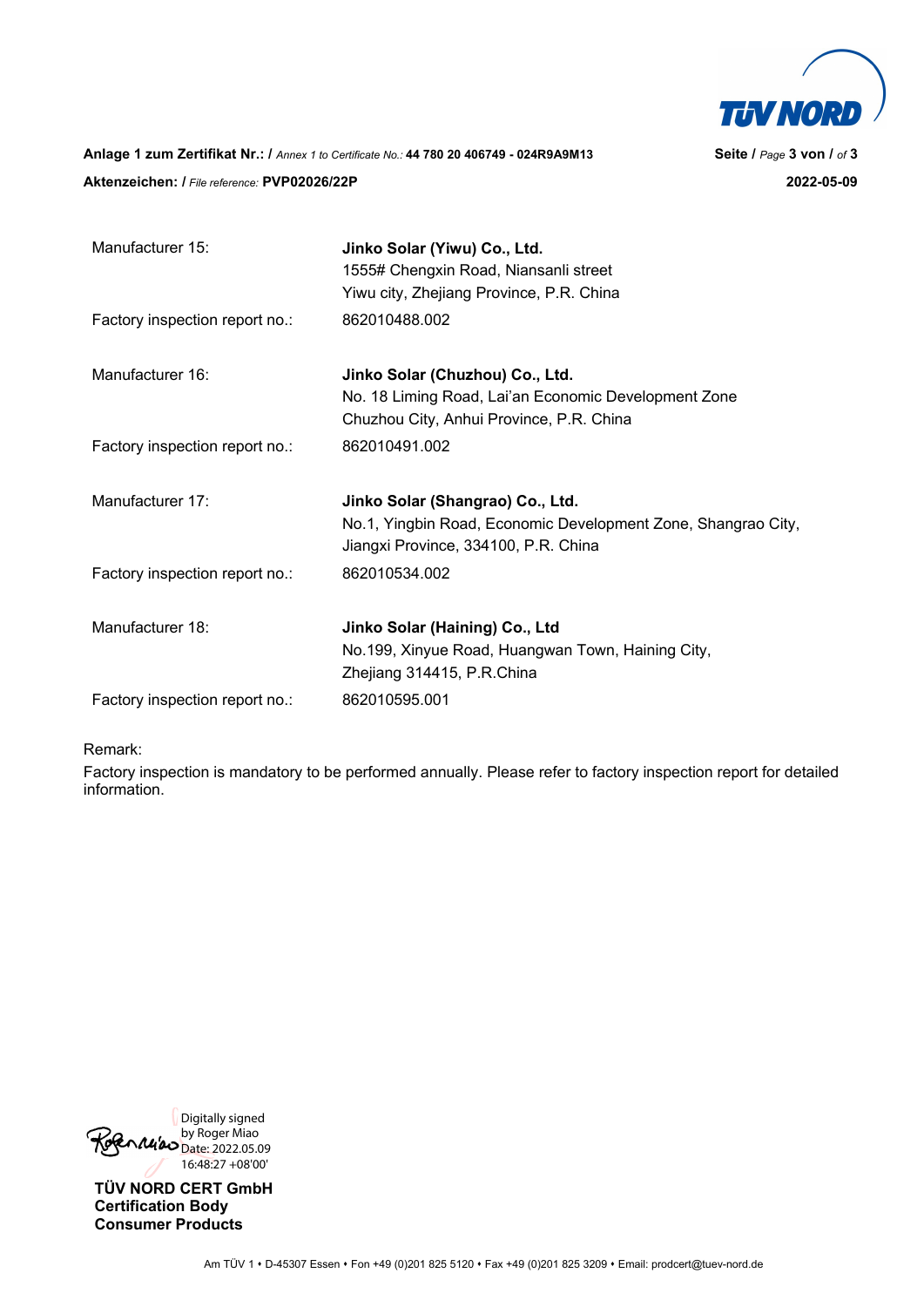**Anlage 1 zum Zertifikat Nr.: /** *Annex 1 to Certificate No.:* **44 780 20 406749 - 024R9A9M13**

**Aktenzeichen: /** *File reference:* **PVP02026/22P**

**2022-05-09**

| | |
|---|---|
| Manufacturer 15: | **Jinko Solar (Yiwu) Co., Ltd.**<br>1555# Chengxin Road, Niansanli street<br>Yiwu city, Zhejiang Province, P.R. China |
| Factory inspection report no.: | 862010488.002 |
| Manufacturer 16: | **Jinko Solar (Chuzhou) Co., Ltd.**<br>No. 18 Liming Road, Lai'an Economic Development Zone<br>Chuzhou City, Anhui Province, P.R. China |
| Factory inspection report no.: | 862010491.002 |
| Manufacturer 17: | **Jinko Solar (Shangrao) Co., Ltd.**<br>No.1, Yingbin Road, Economic Development Zone, Shangrao City, Jiangxi Province, 334100, P.R. China |
| Factory inspection report no.: | 862010534.002 |
| Manufacturer 18: | **Jinko Solar (Haining) Co., Ltd**<br>No.199, Xinyue Road, Huangwan Town, Haining City, Zhejiang 314415, P.R.China |
| Factory inspection report no.: | 862010595.001 |

Remark:

Factory inspection is mandatory to be performed annually. Please refer to factory inspection report for detailed information.

Digitally signed by Roger Miao
Date: 2022.05.09 16:48:27 +08'00'

**TÜV NORD CERT GmbH**
**Certification Body**
**Consumer Products**

Am TÜV 1 • D-45307 Essen • Fon +49 (0)201 825 5120 • Fax +49 (0)201 825 3209 • Email: prodcert@tuev-nord.de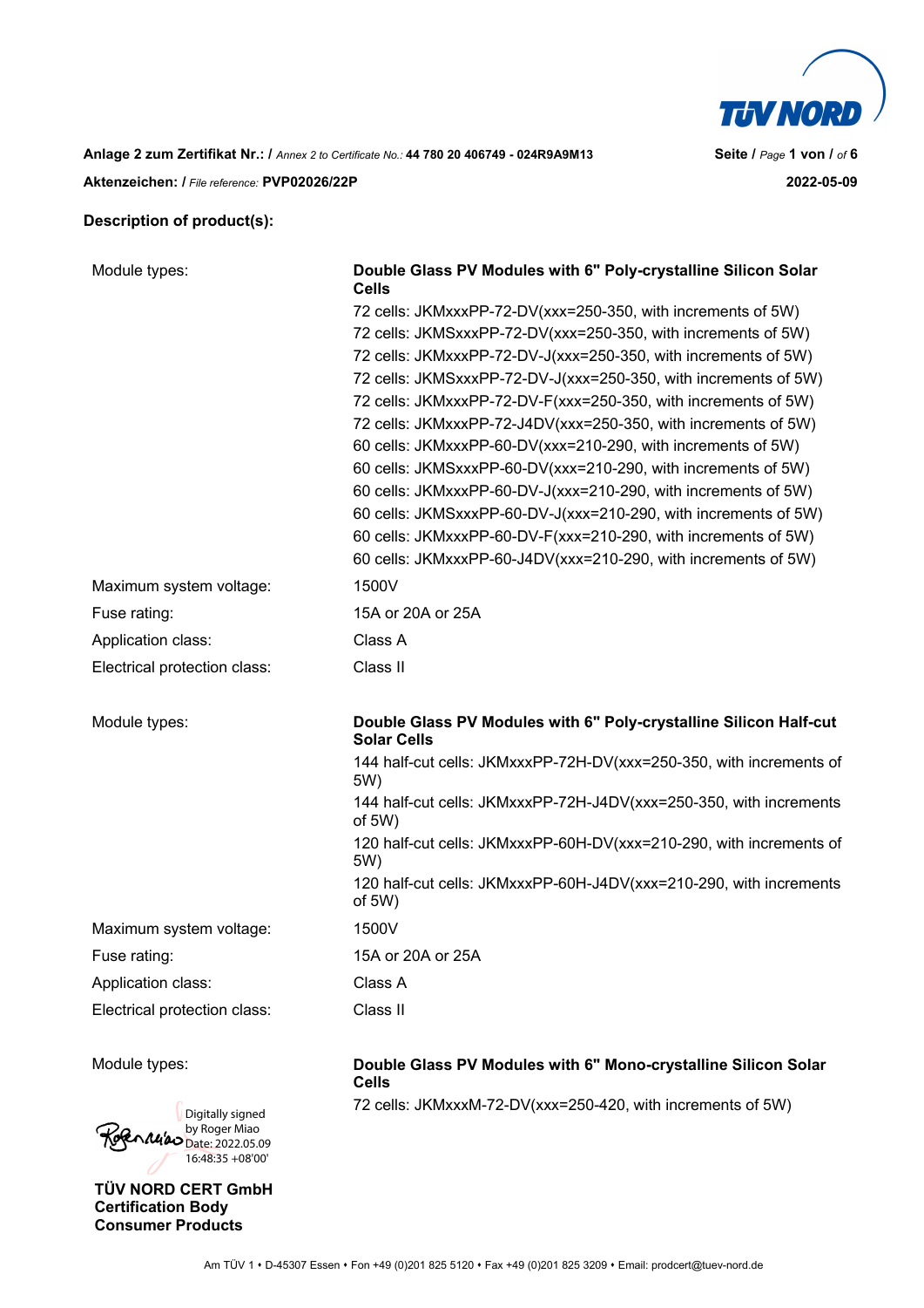**Anlage 2 zum Zertifikat Nr.: /** *Annex 2 to Certificate No.:* **44 780 20 406749 - 024R9A9M13**

**Aktenzeichen: /** *File reference:* **PVP02026/22P**

**2022-05-09**

**Description of product(s):**

| | |
|---|---|
| Module types: | **Double Glass PV Modules with 6" Poly-crystalline Silicon Solar Cells** |
| | 72 cells: JKMxxxPP-72-DV(xxx=250-350, with increments of 5W) |
| | 72 cells: JKMSxxxPP-72-DV(xxx=250-350, with increments of 5W) |
| | 72 cells: JKMxxxPP-72-DV-J(xxx=250-350, with increments of 5W) |
| | 72 cells: JKMSxxxPP-72-DV-J(xxx=250-350, with increments of 5W) |
| | 72 cells: JKMxxxPP-72-DV-F(xxx=250-350, with increments of 5W) |
| | 72 cells: JKMxxxPP-72-J4DV(xxx=250-350, with increments of 5W) |
| | 60 cells: JKMxxxPP-60-DV(xxx=210-290, with increments of 5W) |
| | 60 cells: JKMSxxxPP-60-DV(xxx=210-290, with increments of 5W) |
| | 60 cells: JKMxxxPP-60-DV-J(xxx=210-290, with increments of 5W) |
| | 60 cells: JKMSxxxPP-60-DV-J(xxx=210-290, with increments of 5W) |
| | 60 cells: JKMxxxPP-60-DV-F(xxx=210-290, with increments of 5W) |
| | 60 cells: JKMxxxPP-60-J4DV(xxx=210-290, with increments of 5W) |
| Maximum system voltage: | 1500V |
| Fuse rating: | 15A or 20A or 25A |
| Application class: | Class A |
| Electrical protection class: | Class II |

| | |
|---|---|
| Module types: | **Double Glass PV Modules with 6" Poly-crystalline Silicon Half-cut Solar Cells** |
| | 144 half-cut cells: JKMxxxPP-72H-DV(xxx=250-350, with increments of 5W) |
| | 144 half-cut cells: JKMxxxPP-72H-J4DV(xxx=250-350, with increments of 5W) |
| | 120 half-cut cells: JKMxxxPP-60H-DV(xxx=210-290, with increments of 5W) |
| | 120 half-cut cells: JKMxxxPP-60H-J4DV(xxx=210-290, with increments of 5W) |
| Maximum system voltage: | 1500V |
| Fuse rating: | 15A or 20A or 25A |
| Application class: | Class A |
| Electrical protection class: | Class II |

| | |
|---|---|
| Module types: | **Double Glass PV Modules with 6" Mono-crystalline Silicon Solar Cells** |
| | 72 cells: JKMxxxM-72-DV(xxx=250-420, with increments of 5W) |

Digitally signed by Roger Miao
Date: 2022.05.09 16:48:35 +08'00'

**TÜV NORD CERT GmbH**
**Certification Body**
**Consumer Products**

Am TÜV 1 • D-45307 Essen • Fon +49 (0)201 825 5120 • Fax +49 (0)201 825 3209 • Email: prodcert@tuev-nord.de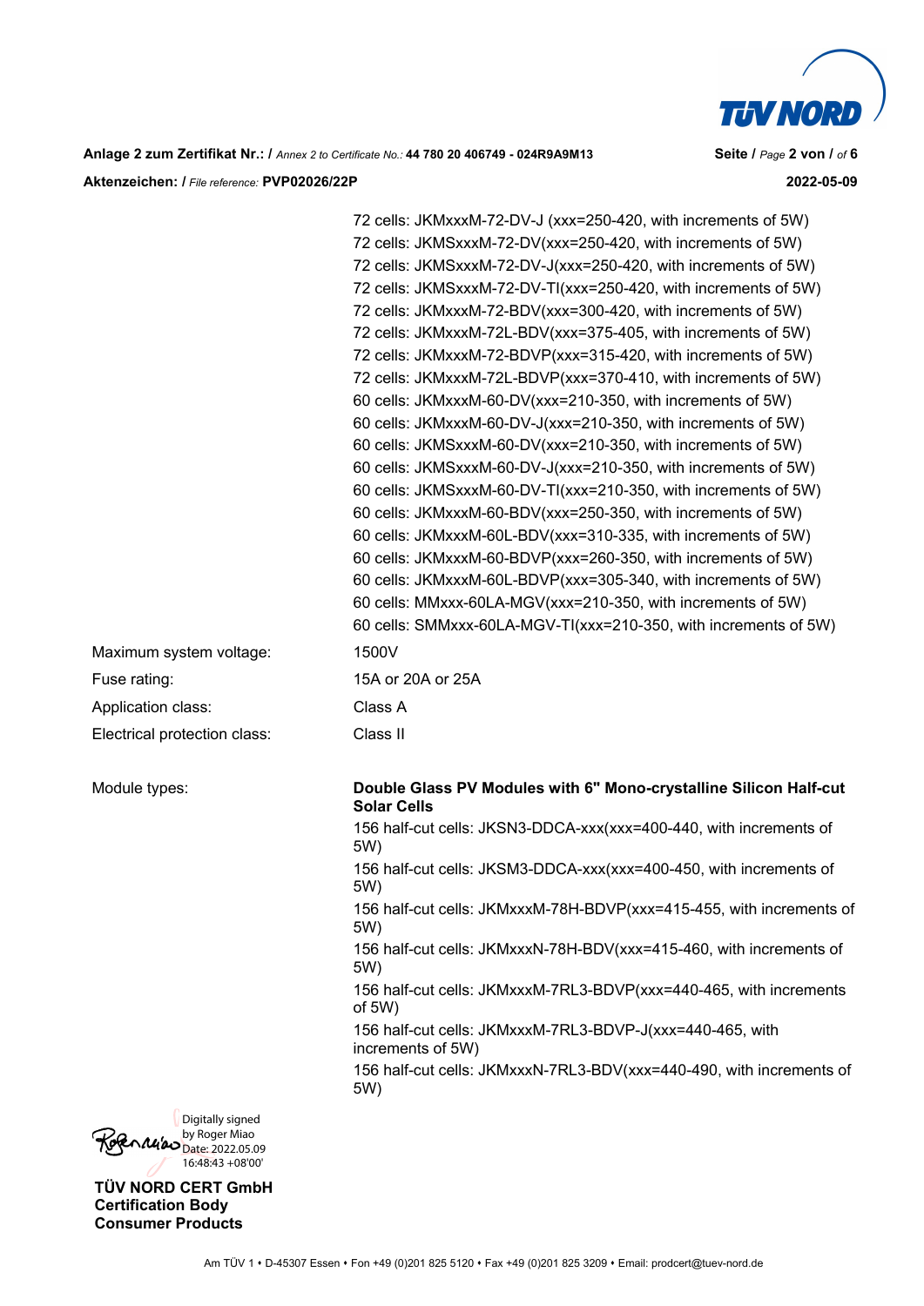| | |
|---|---|
| | 72 cells: JKMxxxM-72-DV-J (xxx=250-420, with increments of 5W) |
| | 72 cells: JKMSxxxM-72-DV(xxx=250-420, with increments of 5W) |
| | 72 cells: JKMSxxxM-72-DV-J(xxx=250-420, with increments of 5W) |
| | 72 cells: JKMSxxxM-72-DV-TI(xxx=250-420, with increments of 5W) |
| | 72 cells: JKMxxxM-72-BDV(xxx=300-420, with increments of 5W) |
| | 72 cells: JKMxxxM-72L-BDV(xxx=375-405, with increments of 5W) |
| | 72 cells: JKMxxxM-72-BDVP(xxx=315-420, with increments of 5W) |
| | 72 cells: JKMxxxM-72L-BDVP(xxx=370-410, with increments of 5W) |
| | 60 cells: JKMxxxM-60-DV(xxx=210-350, with increments of 5W) |
| | 60 cells: JKMxxxM-60-DV-J(xxx=210-350, with increments of 5W) |
| | 60 cells: JKMSxxxM-60-DV(xxx=210-350, with increments of 5W) |
| | 60 cells: JKMSxxxM-60-DV-J(xxx=210-350, with increments of 5W) |
| | 60 cells: JKMSxxxM-60-DV-TI(xxx=210-350, with increments of 5W) |
| | 60 cells: JKMxxxM-60-BDV(xxx=250-350, with increments of 5W) |
| | 60 cells: JKMxxxM-60L-BDV(xxx=310-335, with increments of 5W) |
| | 60 cells: JKMxxxM-60-BDVP(xxx=260-350, with increments of 5W) |
| | 60 cells: JKMxxxM-60L-BDVP(xxx=305-340, with increments of 5W) |
| | 60 cells: MMxxx-60LA-MGV(xxx=210-350, with increments of 5W) |
| | 60 cells: SMMxxx-60LA-MGV-TI(xxx=210-350, with increments of 5W) |
| Maximum system voltage: | 1500V |
| Fuse rating: | 15A or 20A or 25A |
| Application class: | Class A |
| Electrical protection class: | Class II |

| | |
|---|---|
| Module types: | **Double Glass PV Modules with 6" Mono-crystalline Silicon Half-cut Solar Cells** |
| | 156 half-cut cells: JKSN3-DDCA-xxx(xxx=400-440, with increments of 5W) |
| | 156 half-cut cells: JKSM3-DDCA-xxx(xxx=400-450, with increments of 5W) |
| | 156 half-cut cells: JKMxxxM-78H-BDVP(xxx=415-455, with increments of 5W) |
| | 156 half-cut cells: JKMxxxN-78H-BDV(xxx=415-460, with increments of 5W) |
| | 156 half-cut cells: JKMxxxM-7RL3-BDVP(xxx=440-465, with increments of 5W) |
| | 156 half-cut cells: JKMxxxM-7RL3-BDVP-J(xxx=440-465, with increments of 5W) |
| | 156 half-cut cells: JKMxxxN-7RL3-BDV(xxx=440-490, with increments of 5W) |

Digitally signed by Roger Miao
Date: 2022.05.09 16:48:43 +08'00'

**TÜV NORD CERT GmbH**
**Certification Body**
**Consumer Products**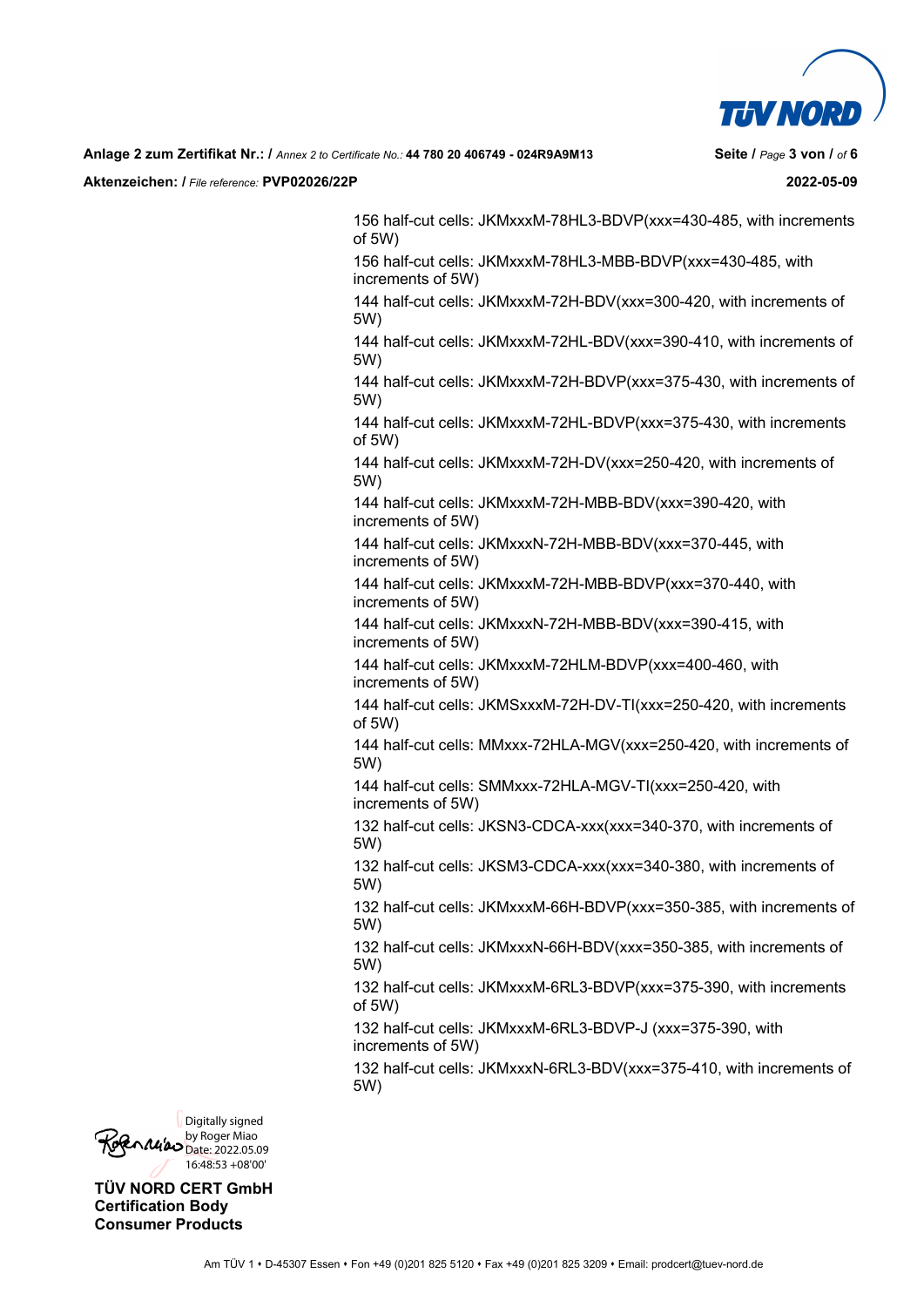156 half-cut cells: JKMxxxM-78HL3-BDVP(xxx=430-485, with increments of 5W)

156 half-cut cells: JKMxxxM-78HL3-MBB-BDVP(xxx=430-485, with increments of 5W)

144 half-cut cells: JKMxxxM-72H-BDV(xxx=300-420, with increments of 5W)

144 half-cut cells: JKMxxxM-72HL-BDV(xxx=390-410, with increments of 5W)

144 half-cut cells: JKMxxxM-72H-BDVP(xxx=375-430, with increments of 5W)

144 half-cut cells: JKMxxxM-72HL-BDVP(xxx=375-430, with increments of 5W)

144 half-cut cells: JKMxxxM-72H-DV(xxx=250-420, with increments of 5W)

144 half-cut cells: JKMxxxM-72H-MBB-BDV(xxx=390-420, with increments of 5W)

144 half-cut cells: JKMxxxN-72H-MBB-BDV(xxx=370-445, with increments of 5W)

144 half-cut cells: JKMxxxM-72H-MBB-BDVP(xxx=370-440, with increments of 5W)

144 half-cut cells: JKMxxxN-72H-MBB-BDV(xxx=390-415, with increments of 5W)

144 half-cut cells: JKMxxxM-72HLM-BDVP(xxx=400-460, with increments of 5W)

144 half-cut cells: JKMSxxxM-72H-DV-TI(xxx=250-420, with increments of 5W)

144 half-cut cells: MMxxx-72HLA-MGV(xxx=250-420, with increments of 5W)

144 half-cut cells: SMMxxx-72HLA-MGV-TI(xxx=250-420, with increments of 5W)

132 half-cut cells: JKSN3-CDCA-xxx(xxx=340-370, with increments of 5W)

132 half-cut cells: JKSM3-CDCA-xxx(xxx=340-380, with increments of 5W)

132 half-cut cells: JKMxxxM-66H-BDVP(xxx=350-385, with increments of 5W)

132 half-cut cells: JKMxxxN-66H-BDV(xxx=350-385, with increments of 5W)

132 half-cut cells: JKMxxxM-6RL3-BDVP(xxx=375-390, with increments of 5W)

132 half-cut cells: JKMxxxM-6RL3-BDVP-J (xxx=375-390, with increments of 5W)

132 half-cut cells: JKMxxxN-6RL3-BDV(xxx=375-410, with increments of 5W)

Digitally signed by Roger Miao
Date: 2022.05.09 16:48:53 +08'00'

**TÜV NORD CERT GmbH**
**Certification Body**
**Consumer Products**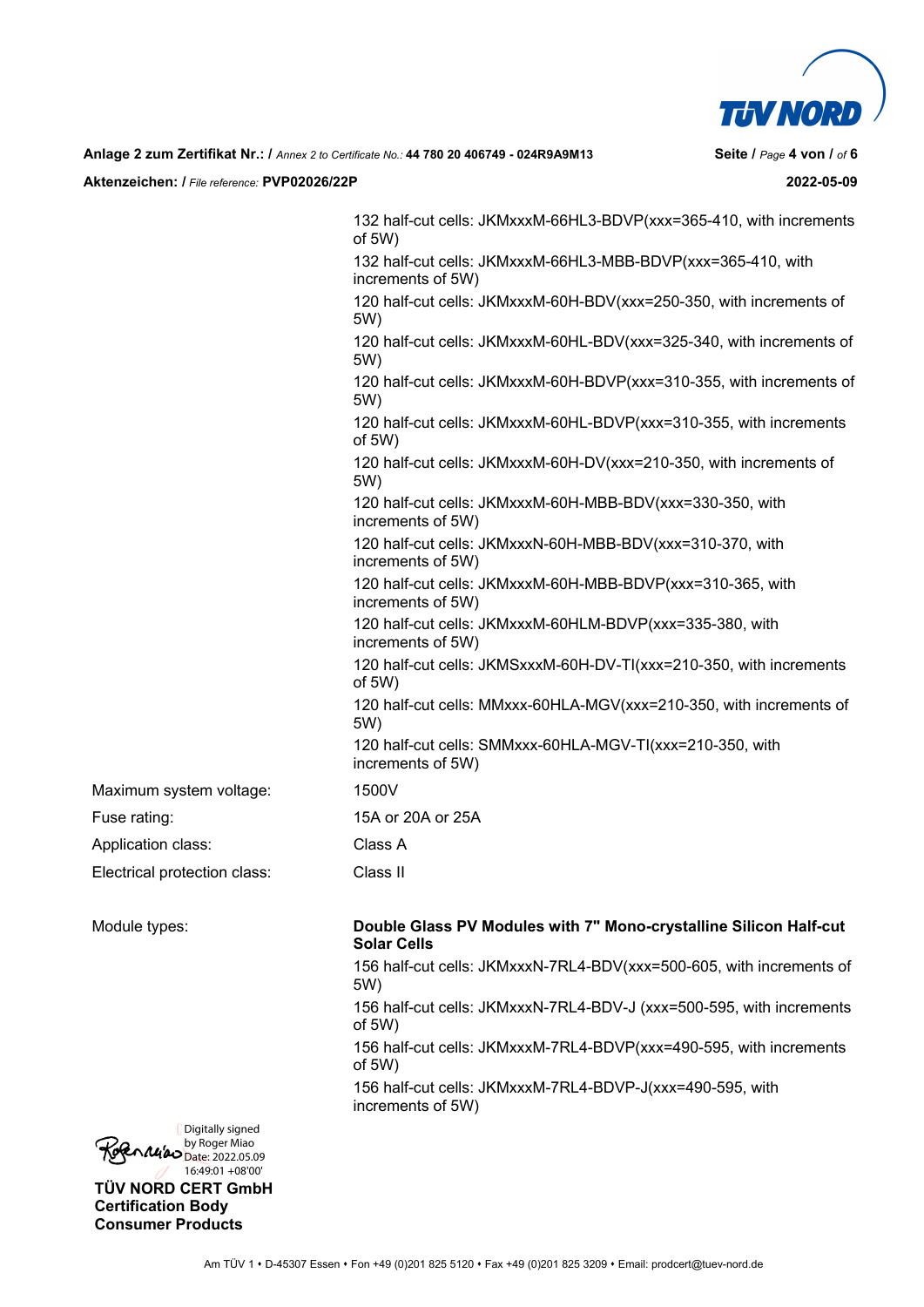| | |
|---|---|
| | 132 half-cut cells: JKMxxxM-66HL3-BDVP(xxx=365-410, with increments of 5W) |
| | 132 half-cut cells: JKMxxxM-66HL3-MBB-BDVP(xxx=365-410, with increments of 5W) |
| | 120 half-cut cells: JKMxxxM-60H-BDV(xxx=250-350, with increments of 5W) |
| | 120 half-cut cells: JKMxxxM-60HL-BDV(xxx=325-340, with increments of 5W) |
| | 120 half-cut cells: JKMxxxM-60H-BDVP(xxx=310-355, with increments of 5W) |
| | 120 half-cut cells: JKMxxxM-60HL-BDVP(xxx=310-355, with increments of 5W) |
| | 120 half-cut cells: JKMxxxM-60H-DV(xxx=210-350, with increments of 5W) |
| | 120 half-cut cells: JKMxxxM-60H-MBB-BDV(xxx=330-350, with increments of 5W) |
| | 120 half-cut cells: JKMxxxN-60H-MBB-BDV(xxx=310-370, with increments of 5W) |
| | 120 half-cut cells: JKMxxxM-60H-MBB-BDVP(xxx=310-365, with increments of 5W) |
| | 120 half-cut cells: JKMxxxM-60HLM-BDVP(xxx=335-380, with increments of 5W) |
| | 120 half-cut cells: JKMSxxxM-60H-DV-TI(xxx=210-350, with increments of 5W) |
| | 120 half-cut cells: MMxxx-60HLA-MGV(xxx=210-350, with increments of 5W) |
| | 120 half-cut cells: SMMxxx-60HLA-MGV-TI(xxx=210-350, with increments of 5W) |
| Maximum system voltage: | 1500V |
| Fuse rating: | 15A or 20A or 25A |
| Application class: | Class A |
| Electrical protection class: | Class II |
| | |
| Module types: | **Double Glass PV Modules with 7" Mono-crystalline Silicon Half-cut Solar Cells** |
| | 156 half-cut cells: JKMxxxN-7RL4-BDV(xxx=500-605, with increments of 5W) |
| | 156 half-cut cells: JKMxxxN-7RL4-BDV-J (xxx=500-595, with increments of 5W) |
| | 156 half-cut cells: JKMxxxM-7RL4-BDVP(xxx=490-595, with increments of 5W) |
| | 156 half-cut cells: JKMxxxM-7RL4-BDVP-J(xxx=490-595, with increments of 5W) |

Digitally signed by Roger Miao
Date: 2022.05.09 16:49:01 +08'00'

**TÜV NORD CERT GmbH**
**Certification Body**
**Consumer Products**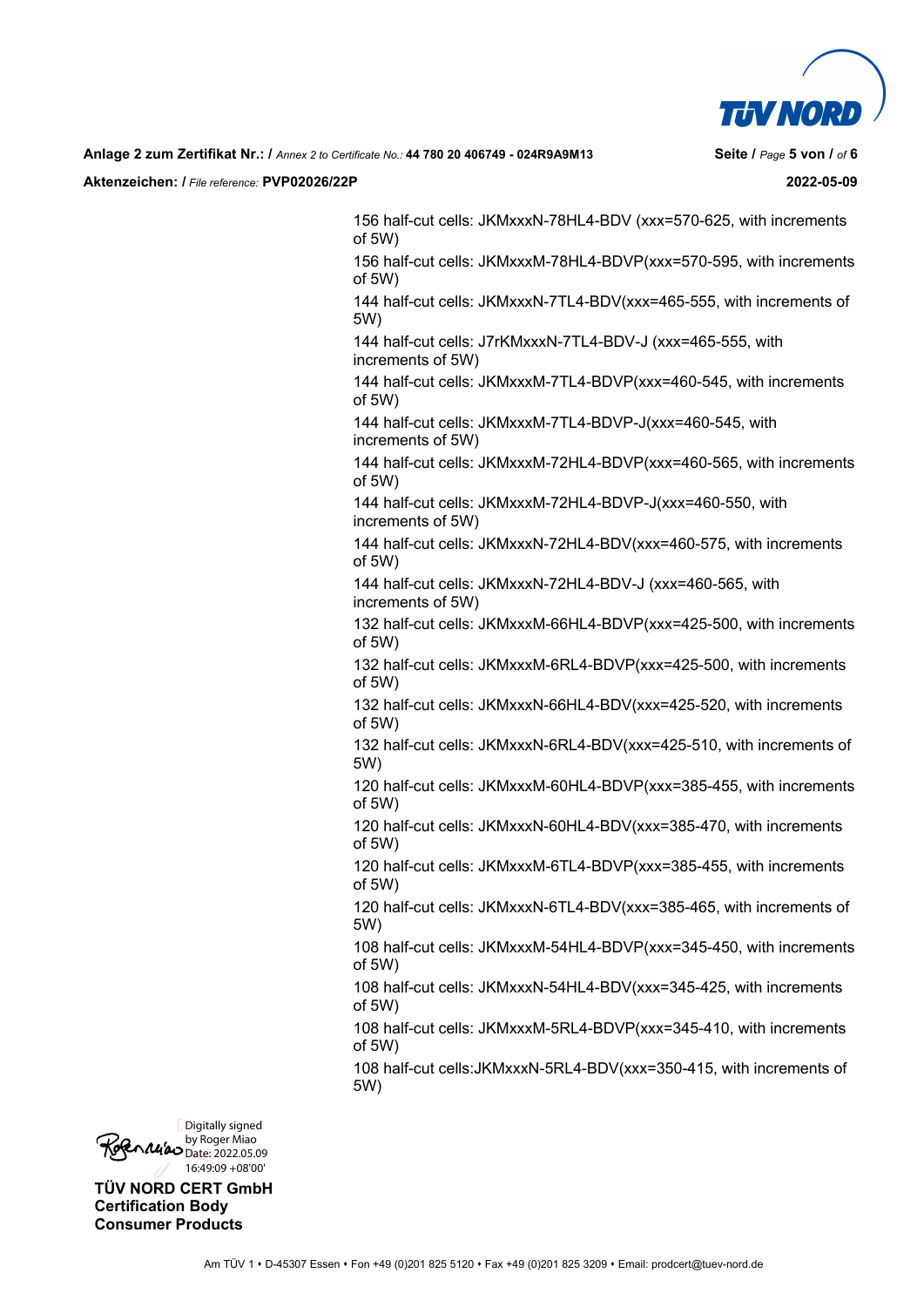156 half-cut cells: JKMxxxN-78HL4-BDV (xxx=570-625, with increments of 5W)

156 half-cut cells: JKMxxxM-78HL4-BDVP(xxx=570-595, with increments of 5W)

144 half-cut cells: JKMxxxN-7TL4-BDV(xxx=465-555, with increments of 5W)

144 half-cut cells: J7rKMxxxN-7TL4-BDV-J (xxx=465-555, with increments of 5W)

144 half-cut cells: JKMxxxM-7TL4-BDVP(xxx=460-545, with increments of 5W)

144 half-cut cells: JKMxxxM-7TL4-BDVP-J(xxx=460-545, with increments of 5W)

144 half-cut cells: JKMxxxM-72HL4-BDVP(xxx=460-565, with increments of 5W)

144 half-cut cells: JKMxxxM-72HL4-BDVP-J(xxx=460-550, with increments of 5W)

144 half-cut cells: JKMxxxN-72HL4-BDV(xxx=460-575, with increments of 5W)

144 half-cut cells: JKMxxxN-72HL4-BDV-J (xxx=460-565, with increments of 5W)

132 half-cut cells: JKMxxxM-66HL4-BDVP(xxx=425-500, with increments of 5W)

132 half-cut cells: JKMxxxM-6RL4-BDVP(xxx=425-500, with increments of 5W)

132 half-cut cells: JKMxxxN-66HL4-BDV(xxx=425-520, with increments of 5W)

132 half-cut cells: JKMxxxN-6RL4-BDV(xxx=425-510, with increments of 5W)

120 half-cut cells: JKMxxxM-60HL4-BDVP(xxx=385-455, with increments of 5W)

120 half-cut cells: JKMxxxN-60HL4-BDV(xxx=385-470, with increments of 5W)

120 half-cut cells: JKMxxxM-6TL4-BDVP(xxx=385-455, with increments of 5W)

120 half-cut cells: JKMxxxN-6TL4-BDV(xxx=385-465, with increments of 5W)

108 half-cut cells: JKMxxxM-54HL4-BDVP(xxx=345-450, with increments of 5W)

108 half-cut cells: JKMxxxN-54HL4-BDV(xxx=345-425, with increments of 5W)

108 half-cut cells: JKMxxxM-5RL4-BDVP(xxx=345-410, with increments of 5W)

108 half-cut cells:JKMxxxN-5RL4-BDV(xxx=350-415, with increments of 5W)

Digitally signed by Roger Miao
Date: 2022.05.09 16:49:09 +08'00'

**TÜV NORD CERT GmbH**
**Certification Body**
**Consumer Products**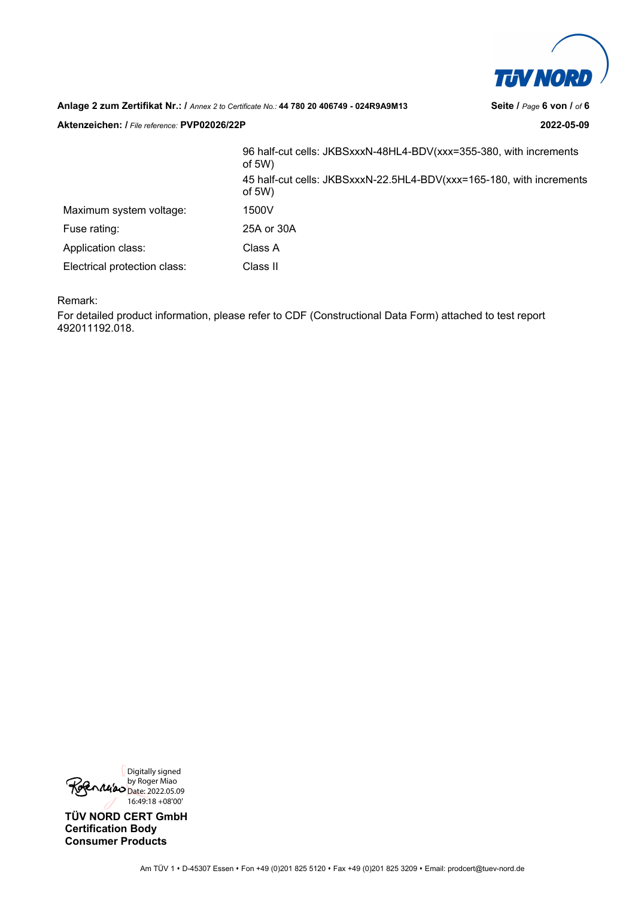| | |
|---|---|
| | 96 half-cut cells: JKBSxxxN-48HL4-BDV(xxx=355-380, with increments of 5W) |
| | 45 half-cut cells: JKBSxxxN-22.5HL4-BDV(xxx=165-180, with increments of 5W) |
| Maximum system voltage: | 1500V |
| Fuse rating: | 25A or 30A |
| Application class: | Class A |
| Electrical protection class: | Class II |

Remark:

For detailed product information, please refer to CDF (Constructional Data Form) attached to test report 492011192.018.

Digitally signed by Roger Miao
Date: 2022.05.09 16:49:18 +08'00'

**TÜV NORD CERT GmbH**
**Certification Body**
**Consumer Products**